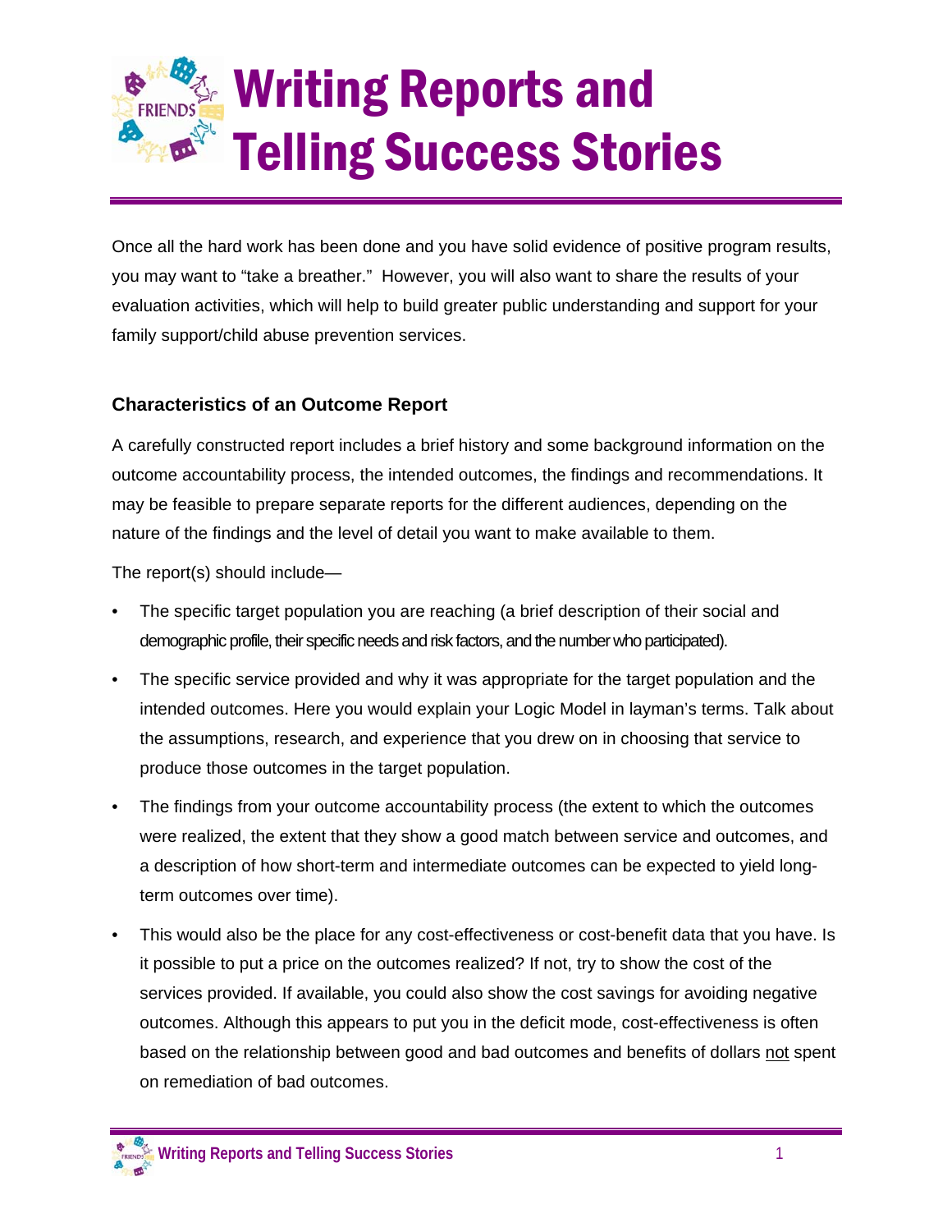# Writing Reports and Telling Success Stories

Once all the hard work has been done and you have solid evidence of positive program results, you may want to "take a breather." However, you will also want to share the results of your evaluation activities, which will help to build greater public understanding and support for your family support/child abuse prevention services.

### Characteristics of an Outcome Report

A carefully constructed report includes a brief history and some background information on the outcome accountability process, the intended outcomes, the findings and recommendations. It may be feasible to prepare separate reports for the different audiences, depending on the nature of the findings and the level of detail you want to make available to them.

The report(s) should include—

- The specific target population you are reaching (a brief description of their social and demographic profile, their specific needs and risk factors, and the number who participated).
- The specific service provided and why it was appropriate for the target population and the intended outcomes. Here you would explain your Logic Model in layman's terms. Talk about the assumptions, research, and experience that you drew on in choosing that service to produce those outcomes in the target population.
- The findings from your outcome accountability process (the extent to which the outcomes were realized, the extent that they show a good match between service and outcomes, and a description of how short-term and intermediate outcomes can be expected to yield long-term outcomes over time).
- This would also be the place for any cost-effectiveness or cost-benefit data that you have. Is it possible to put a price on the outcomes realized? If not, try to show the cost of the services provided. If available, you could also show the cost savings for avoiding negative outcomes. Although this appears to put you in the deficit mode, cost-effectiveness is often based on the relationship between good and bad outcomes and benefits of dollars <u>not</u> spent on remediation of bad outcomes.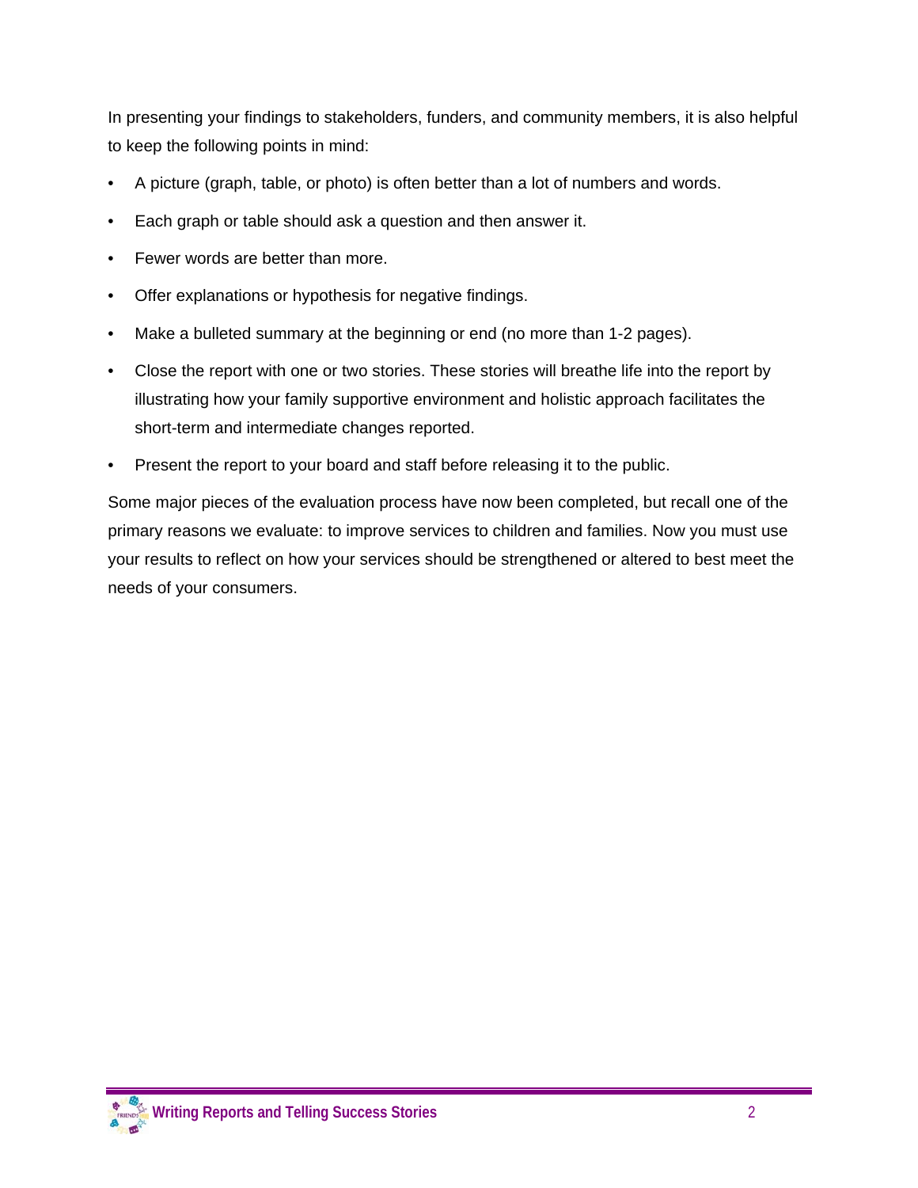In presenting your findings to stakeholders, funders, and community members, it is also helpful to keep the following points in mind:

- A picture (graph, table, or photo) is often better than a lot of numbers and words.
- Each graph or table should ask a question and then answer it.
- Fewer words are better than more.
- Offer explanations or hypothesis for negative findings.
- Make a bulleted summary at the beginning or end (no more than 1-2 pages).
- Close the report with one or two stories. These stories will breathe life into the report by illustrating how your family supportive environment and holistic approach facilitates the short-term and intermediate changes reported.
- Present the report to your board and staff before releasing it to the public.

Some major pieces of the evaluation process have now been completed, but recall one of the primary reasons we evaluate: to improve services to children and families. Now you must use your results to reflect on how your services should be strengthened or altered to best meet the needs of your consumers.